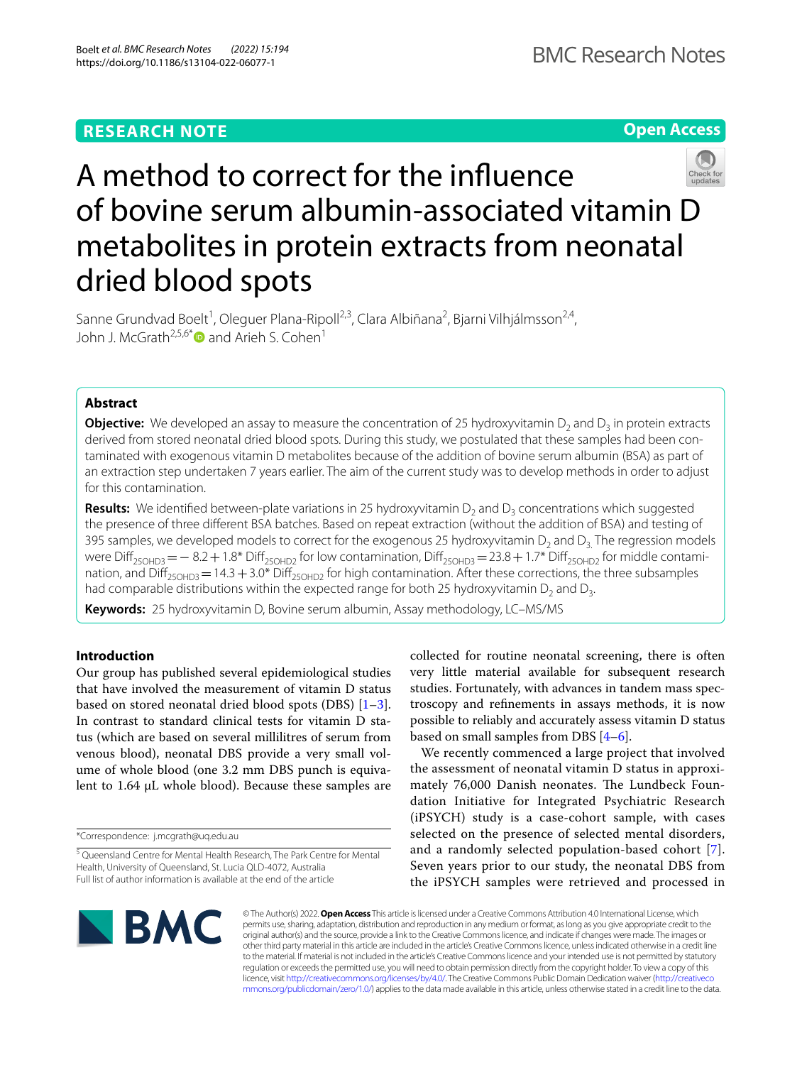# A method to correct for the influence of bovine serum albumin-associated vitamin D metabolites in protein extracts from neonatal dried blood spots

Sanne Grundvad Boelt[1], Oleguer Plana-Ripoll[2,3], Clara Albiñana[2], Bjarni Vilhjálmsson[2,4], John J. McGrath[2,5,6*] and Arieh S. Cohen[1]

## Abstract

**Objective:** We developed an assay to measure the concentration of 25 hydroxyvitamin $D_2$ and $D_3$ in protein extracts derived from stored neonatal dried blood spots. During this study, we postulated that these samples had been contaminated with exogenous vitamin D metabolites because of the addition of bovine serum albumin (BSA) as part of an extraction step undertaken 7 years earlier. The aim of the current study was to develop methods in order to adjust for this contamination.

**Results:** We identified between-plate variations in 25 hydroxyvitamin $D_2$ and $D_3$ concentrations which suggested the presence of three different BSA batches. Based on repeat extraction (without the addition of BSA) and testing of 395 samples, we developed models to correct for the exogenous 25 hydroxyvitamin $D_2$ and $D_3$. The regression models were $Diff_{25OHD3} = -8.2 + 1.8 * Diff_{25OHD2}$ for low contamination, $Diff_{25OHD3} = 23.8 + 1.7 * Diff_{25OHD2}$ for middle contamination, and $Diff_{25OHD3} = 14.3 + 3.0 * Diff_{25OHD2}$ for high contamination. After these corrections, the three subsamples had comparable distributions within the expected range for both 25 hydroxyvitamin $D_2$ and $D_3$.

**Keywords:** 25 hydroxyvitamin D, Bovine serum albumin, Assay methodology, LC–MS/MS

## Introduction

Our group has published several epidemiological studies that have involved the measurement of vitamin D status based on stored neonatal dried blood spots (DBS) [1–3]. In contrast to standard clinical tests for vitamin D status (which are based on several millilitres of serum from venous blood), neonatal DBS provide a very small volume of whole blood (one 3.2 mm DBS punch is equivalent to 1.64 µL whole blood). Because these samples are collected for routine neonatal screening, there is often very little material available for subsequent research studies. Fortunately, with advances in tandem mass spectroscopy and refinements in assays methods, it is now possible to reliably and accurately assess vitamin D status based on small samples from DBS [4–6].

We recently commenced a large project that involved the assessment of neonatal vitamin D status in approximately 76,000 Danish neonates. The Lundbeck Foundation Initiative for Integrated Psychiatric Research (iPSYCH) study is a case-cohort sample, with cases selected on the presence of selected mental disorders, and a randomly selected population-based cohort [7]. Seven years prior to our study, the neonatal DBS from the iPSYCH samples were retrieved and processed in

*Correspondence: j.mcgrath@uq.edu.au

[5] Queensland Centre for Mental Health Research, The Park Centre for Mental Health, University of Queensland, St. Lucia QLD-4072, Australia

Full list of author information is available at the end of the article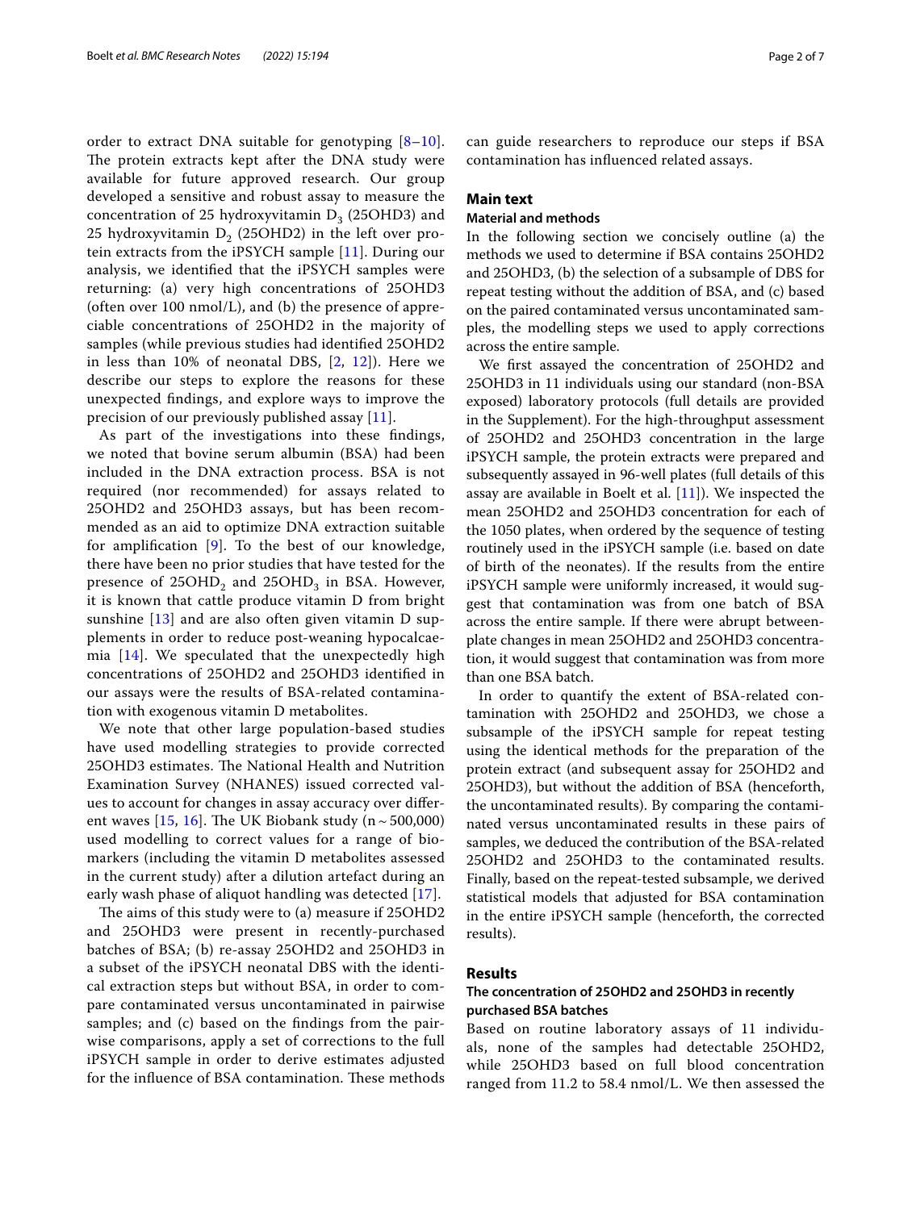order to extract DNA suitable for genotyping [8–10]. The protein extracts kept after the DNA study were available for future approved research. Our group developed a sensitive and robust assay to measure the concentration of 25 hydroxyvitamin $D_3$ (25OHD3) and 25 hydroxyvitamin $D_2$ (25OHD2) in the left over protein extracts from the iPSYCH sample [11]. During our analysis, we identified that the iPSYCH samples were returning: (a) very high concentrations of 25OHD3 (often over 100 nmol/L), and (b) the presence of appreciable concentrations of 25OHD2 in the majority of samples (while previous studies had identified 25OHD2 in less than 10% of neonatal DBS, [2, 12]). Here we describe our steps to explore the reasons for these unexpected findings, and explore ways to improve the precision of our previously published assay [11].

As part of the investigations into these findings, we noted that bovine serum albumin (BSA) had been included in the DNA extraction process. BSA is not required (nor recommended) for assays related to 25OHD2 and 25OHD3 assays, but has been recommended as an aid to optimize DNA extraction suitable for amplification [9]. To the best of our knowledge, there have been no prior studies that have tested for the presence of $25OHD_2$ and $25OHD_3$ in BSA. However, it is known that cattle produce vitamin D from bright sunshine [13] and are also often given vitamin D supplements in order to reduce post-weaning hypocalcaemia [14]. We speculated that the unexpectedly high concentrations of 25OHD2 and 25OHD3 identified in our assays were the results of BSA-related contamination with exogenous vitamin D metabolites.

We note that other large population-based studies have used modelling strategies to provide corrected 25OHD3 estimates. The National Health and Nutrition Examination Survey (NHANES) issued corrected values to account for changes in assay accuracy over different waves [15, 16]. The UK Biobank study ($n \sim 500{,}000$) used modelling to correct values for a range of biomarkers (including the vitamin D metabolites assessed in the current study) after a dilution artefact during an early wash phase of aliquot handling was detected [17].

The aims of this study were to (a) measure if 25OHD2 and 25OHD3 were present in recently-purchased batches of BSA; (b) re-assay 25OHD2 and 25OHD3 in a subset of the iPSYCH neonatal DBS with the identical extraction steps but without BSA, in order to compare contaminated versus uncontaminated in pairwise samples; and (c) based on the findings from the pairwise comparisons, apply a set of corrections to the full iPSYCH sample in order to derive estimates adjusted for the influence of BSA contamination. These methods can guide researchers to reproduce our steps if BSA contamination has influenced related assays.

## Main text

### Material and methods

In the following section we concisely outline (a) the methods we used to determine if BSA contains 25OHD2 and 25OHD3, (b) the selection of a subsample of DBS for repeat testing without the addition of BSA, and (c) based on the paired contaminated versus uncontaminated samples, the modelling steps we used to apply corrections across the entire sample.

We first assayed the concentration of 25OHD2 and 25OHD3 in 11 individuals using our standard (non-BSA exposed) laboratory protocols (full details are provided in the Supplement). For the high-throughput assessment of 25OHD2 and 25OHD3 concentration in the large iPSYCH sample, the protein extracts were prepared and subsequently assayed in 96-well plates (full details of this assay are available in Boelt et al. [11]). We inspected the mean 25OHD2 and 25OHD3 concentration for each of the 1050 plates, when ordered by the sequence of testing routinely used in the iPSYCH sample (i.e. based on date of birth of the neonates). If the results from the entire iPSYCH sample were uniformly increased, it would suggest that contamination was from one batch of BSA across the entire sample. If there were abrupt between-plate changes in mean 25OHD2 and 25OHD3 concentration, it would suggest that contamination was from more than one BSA batch.

In order to quantify the extent of BSA-related contamination with 25OHD2 and 25OHD3, we chose a subsample of the iPSYCH sample for repeat testing using the identical methods for the preparation of the protein extract (and subsequent assay for 25OHD2 and 25OHD3), but without the addition of BSA (henceforth, the uncontaminated results). By comparing the contaminated versus uncontaminated results in these pairs of samples, we deduced the contribution of the BSA-related 25OHD2 and 25OHD3 to the contaminated results. Finally, based on the repeat-tested subsample, we derived statistical models that adjusted for BSA contamination in the entire iPSYCH sample (henceforth, the corrected results).

## Results

### The concentration of 25OHD2 and 25OHD3 in recently purchased BSA batches

Based on routine laboratory assays of 11 individuals, none of the samples had detectable 25OHD2, while 25OHD3 based on full blood concentration ranged from 11.2 to 58.4 nmol/L. We then assessed the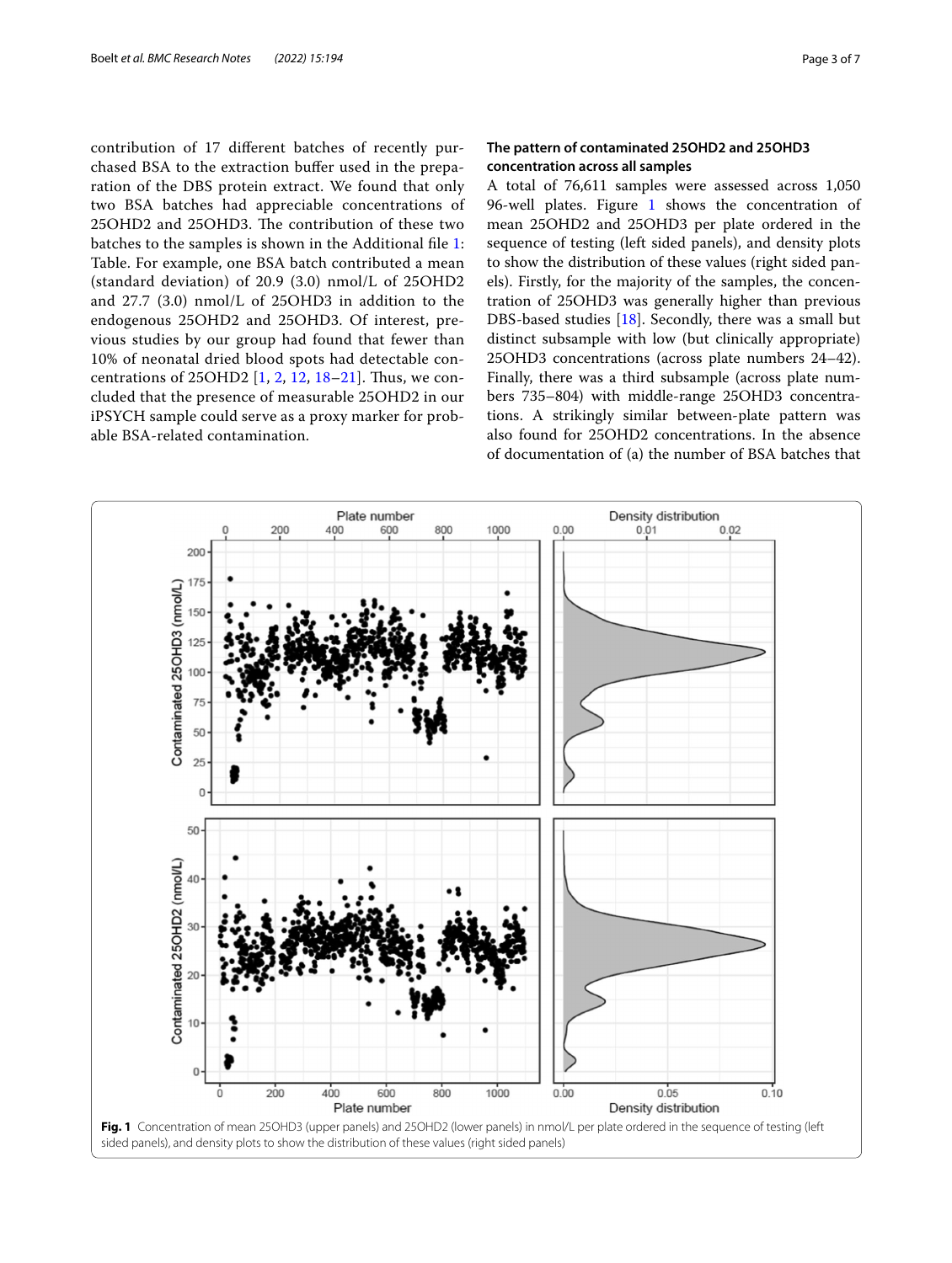contribution of 17 different batches of recently purchased BSA to the extraction buffer used in the preparation of the DBS protein extract. We found that only two BSA batches had appreciable concentrations of 25OHD2 and 25OHD3. The contribution of these two batches to the samples is shown in the Additional file 1: Table. For example, one BSA batch contributed a mean (standard deviation) of 20.9 (3.0) nmol/L of 25OHD2 and 27.7 (3.0) nmol/L of 25OHD3 in addition to the endogenous 25OHD2 and 25OHD3. Of interest, previous studies by our group had found that fewer than 10% of neonatal dried blood spots had detectable concentrations of 25OHD2 [1, 2, 12, 18–21]. Thus, we concluded that the presence of measurable 25OHD2 in our iPSYCH sample could serve as a proxy marker for probable BSA-related contamination.

### The pattern of contaminated 25OHD2 and 25OHD3 concentration across all samples

A total of 76,611 samples were assessed across 1,050 96-well plates. Figure 1 shows the concentration of mean 25OHD2 and 25OHD3 per plate ordered in the sequence of testing (left sided panels), and density plots to show the distribution of these values (right sided panels). Firstly, for the majority of the samples, the concentration of 25OHD3 was generally higher than previous DBS-based studies [18]. Secondly, there was a small but distinct subsample with low (but clinically appropriate) 25OHD3 concentrations (across plate numbers 24–42). Finally, there was a third subsample (across plate numbers 735–804) with middle-range 25OHD3 concentrations. A strikingly similar between-plate pattern was also found for 25OHD2 concentrations. In the absence of documentation of (a) the number of BSA batches that

**Fig. 1** Concentration of mean 25OHD3 (upper panels) and 25OHD2 (lower panels) in nmol/L per plate ordered in the sequence of testing (left sided panels), and density plots to show the distribution of these values (right sided panels)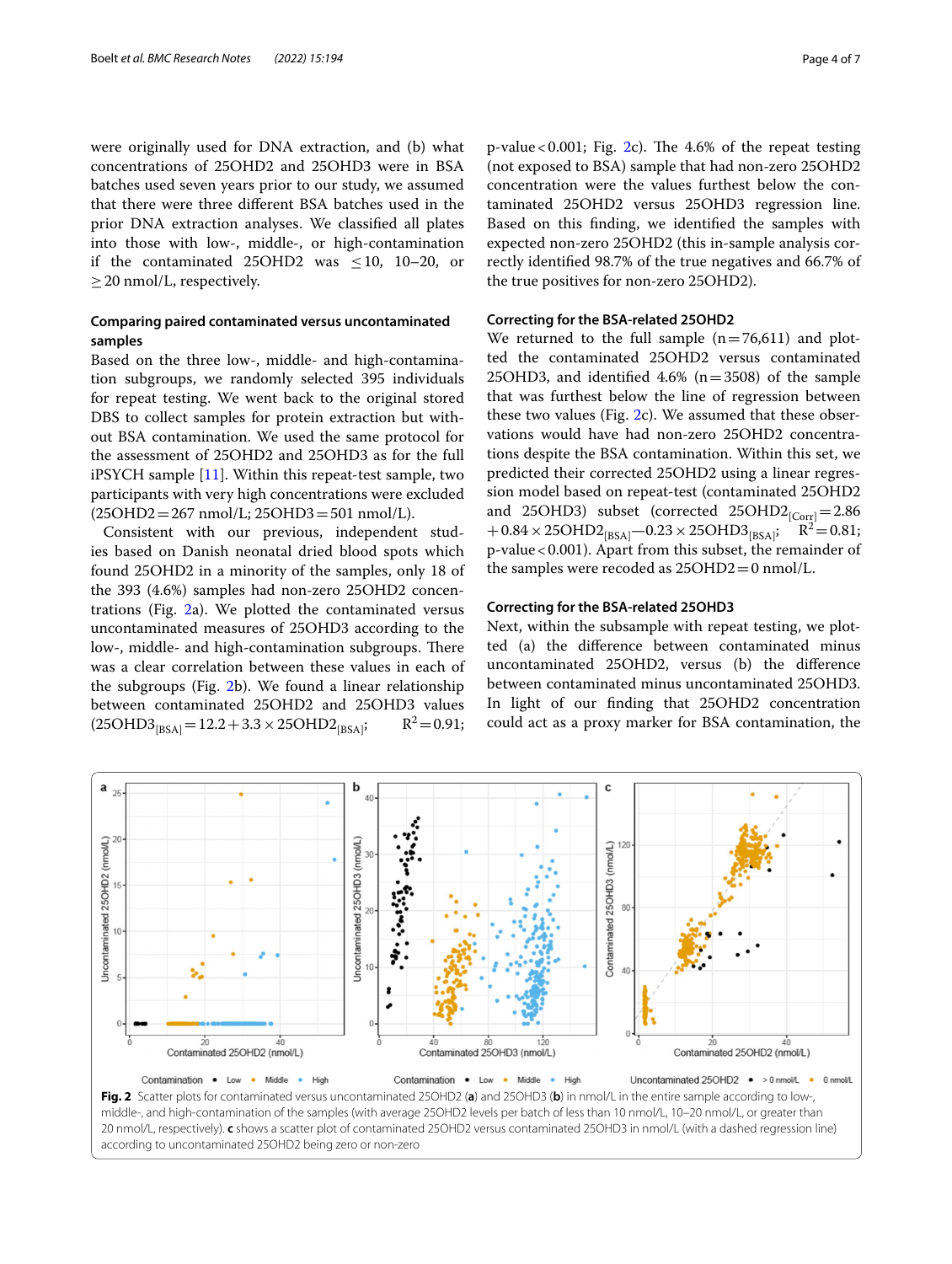were originally used for DNA extraction, and (b) what concentrations of 25OHD2 and 25OHD3 were in BSA batches used seven years prior to our study, we assumed that there were three different BSA batches used in the prior DNA extraction analyses. We classified all plates into those with low-, middle-, or high-contamination if the contaminated 25OHD2 was ≤ 10, 10–20, or ≥ 20 nmol/L, respectively.

### Comparing paired contaminated versus uncontaminated samples

Based on the three low-, middle- and high-contamination subgroups, we randomly selected 395 individuals for repeat testing. We went back to the original stored DBS to collect samples for protein extraction but without BSA contamination. We used the same protocol for the assessment of 25OHD2 and 25OHD3 as for the full iPSYCH sample [11]. Within this repeat-test sample, two participants with very high concentrations were excluded (25OHD2 = 267 nmol/L; 25OHD3 = 501 nmol/L).

Consistent with our previous, independent studies based on Danish neonatal dried blood spots which found 25OHD2 in a minority of the samples, only 18 of the 393 (4.6%) samples had non-zero 25OHD2 concentrations (Fig. 2a). We plotted the contaminated versus uncontaminated measures of 25OHD3 according to the low-, middle- and high-contamination subgroups. There was a clear correlation between these values in each of the subgroups (Fig. 2b). We found a linear relationship between contaminated 25OHD2 and 25OHD3 values ($25OHD3_{[BSA]} = 12.2 + 3.3 \times 25OHD2_{[BSA]}$; $R^2 = 0.91$; p-value < 0.001; Fig. 2c). The 4.6% of the repeat testing (not exposed to BSA) sample that had non-zero 25OHD2 concentration were the values furthest below the contaminated 25OHD2 versus 25OHD3 regression line. Based on this finding, we identified the samples with expected non-zero 25OHD2 (this in-sample analysis correctly identified 98.7% of the true negatives and 66.7% of the true positives for non-zero 25OHD2).

### Correcting for the BSA-related 25OHD2

We returned to the full sample (n = 76,611) and plotted the contaminated 25OHD2 versus contaminated 25OHD3, and identified 4.6% (n = 3508) of the sample that was furthest below the line of regression between these two values (Fig. 2c). We assumed that these observations would have had non-zero 25OHD2 concentrations despite the BSA contamination. Within this set, we predicted their corrected 25OHD2 using a linear regression model based on repeat-test (contaminated 25OHD2 and 25OHD3) subset (corrected $25OHD2_{[Corr]} = 2.86 + 0.84 \times 25OHD2_{[BSA]} - 0.23 \times 25OHD3_{[BSA]}$; $R^2 = 0.81$; p-value < 0.001). Apart from this subset, the remainder of the samples were recoded as 25OHD2 = 0 nmol/L.

### Correcting for the BSA-related 25OHD3

Next, within the subsample with repeat testing, we plotted (a) the difference between contaminated minus uncontaminated 25OHD2, versus (b) the difference between contaminated minus uncontaminated 25OHD3. In light of our finding that 25OHD2 concentration could act as a proxy marker for BSA contamination, the

**Fig. 2** Scatter plots for contaminated versus uncontaminated 25OHD2 (**a**) and 25OHD3 (**b**) in nmol/L in the entire sample according to low-, middle-, and high-contamination of the samples (with average 25OHD2 levels per batch of less than 10 nmol/L, 10–20 nmol/L, or greater than 20 nmol/L, respectively). **c** shows a scatter plot of contaminated 25OHD2 versus contaminated 25OHD3 in nmol/L (with a dashed regression line) according to uncontaminated 25OHD2 being zero or non-zero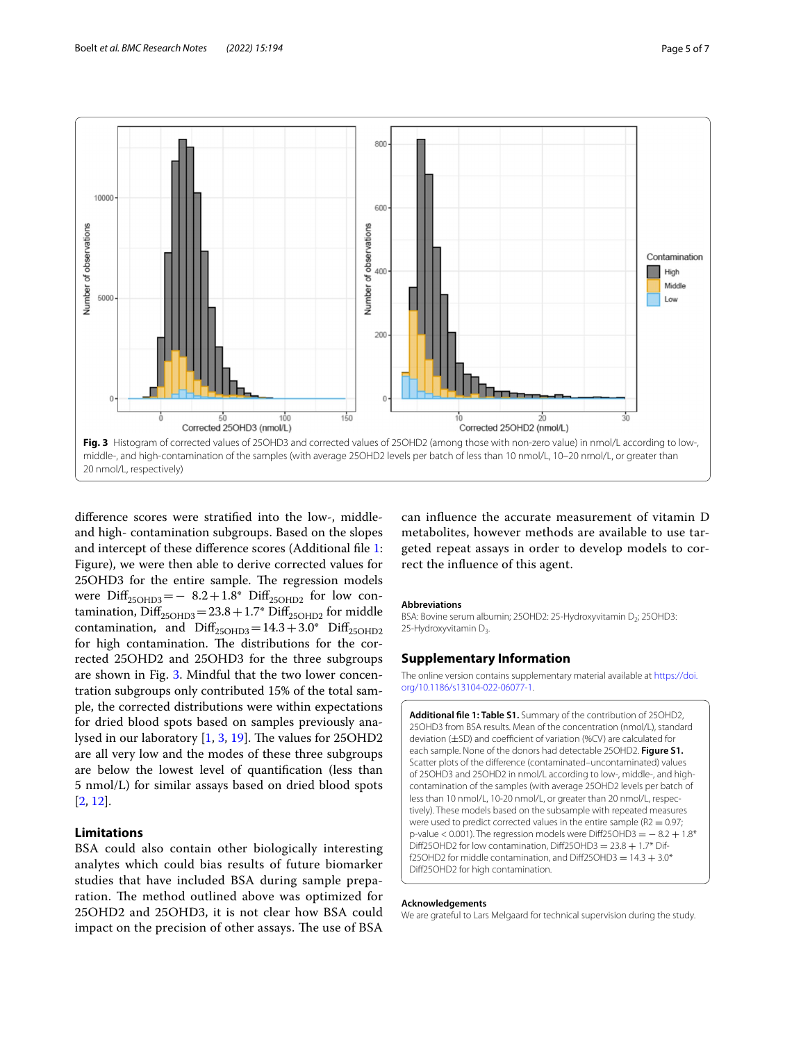Fig. 3 Histogram of corrected values of 25OHD3 and corrected values of 25OHD2 (among those with non-zero value) in nmol/L according to low-, middle-, and high-contamination of the samples (with average 25OHD2 levels per batch of less than 10 nmol/L, 10–20 nmol/L, or greater than 20 nmol/L, respectively)

difference scores were stratified into the low-, middle- and high- contamination subgroups. Based on the slopes and intercept of these difference scores (Additional file 1: Figure), we were then able to derive corrected values for 25OHD3 for the entire sample. The regression models were $Diff_{25OHD3} = -8.2 + 1.8^{*} Diff_{25OHD2}$ for low contamination, $Diff_{25OHD3} = 23.8 + 1.7^{*} Diff_{25OHD2}$ for middle contamination, and $Diff_{25OHD3} = 14.3 + 3.0^{*} Diff_{25OHD2}$ for high contamination. The distributions for the corrected 25OHD2 and 25OHD3 for the three subgroups are shown in Fig. 3. Mindful that the two lower concentration subgroups only contributed 15% of the total sample, the corrected distributions were within expectations for dried blood spots based on samples previously analysed in our laboratory [1, 3, 19]. The values for 25OHD2 are all very low and the modes of these three subgroups are below the lowest level of quantification (less than 5 nmol/L) for similar assays based on dried blood spots [2, 12].

## Limitations

BSA could also contain other biologically interesting analytes which could bias results of future biomarker studies that have included BSA during sample preparation. The method outlined above was optimized for 25OHD2 and 25OHD3, it is not clear how BSA could impact on the precision of other assays. The use of BSA can influence the accurate measurement of vitamin D metabolites, however methods are available to use targeted repeat assays in order to develop models to correct the influence of this agent.

### Abbreviations

BSA: Bovine serum albumin; 25OHD2: 25-Hydroxyvitamin $D_2$; 25OHD3: 25-Hydroxyvitamin $D_3$.

## Supplementary Information

The online version contains supplementary material available at https://doi.org/10.1186/s13104-022-06077-1.

**Additional file 1: Table S1.** Summary of the contribution of 25OHD2, 25OHD3 from BSA results. Mean of the concentration (nmol/L), standard deviation (±SD) and coefficient of variation (%CV) are calculated for each sample. None of the donors had detectable 25OHD2. **Figure S1.** Scatter plots of the difference (contaminated–uncontaminated) values of 25OHD3 and 25OHD2 in nmol/L according to low-, middle-, and high-contamination of the samples (with average 25OHD2 levels per batch of less than 10 nmol/L, 10-20 nmol/L, or greater than 20 nmol/L, respectively). These models based on the subsample with repeated measures were used to predict corrected values in the entire sample ($R2 = 0.97$; p-value < 0.001). The regression models were $Diff25OHD3 = -8.2 + 1.8^{*} Diff25OHD2$ for low contamination, $Diff25OHD3 = 23.8 + 1.7^{*} Diff25OHD2$ for middle contamination, and $Diff25OHD3 = 14.3 + 3.0^{*} Diff25OHD2$ for high contamination.

### Acknowledgements

We are grateful to Lars Melgaard for technical supervision during the study.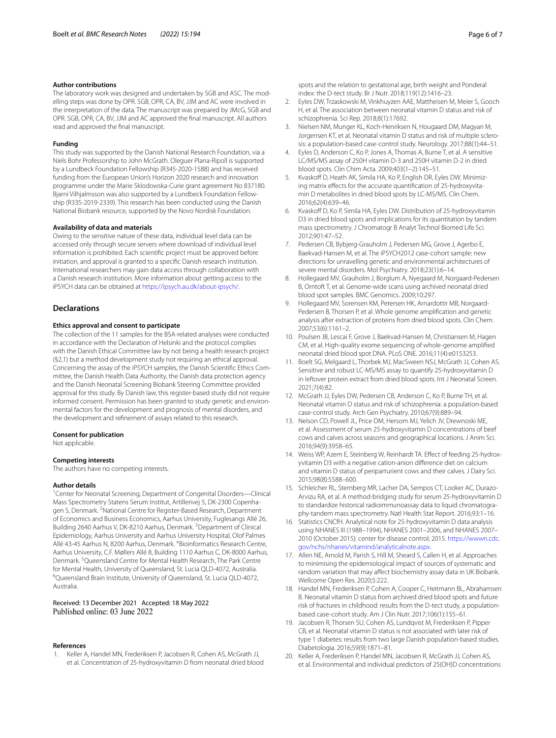**Author contributions**

The laboratory work was designed and undertaken by SGB and ASC. The modelling steps was done by OPR. SGB, OPR, CA, BV, JJM and AC were involved in the interpretation of the data. The manuscript was prepared by JMcG, SGB and OPR. SGB, OPR, CA, BV, JJM and AC approved the final manuscript. All authors read and approved the final manuscript.

**Funding**

This study was supported by the Danish National Research Foundation, via a Niels Bohr Professorship to John McGrath. Oleguer Plana-Ripoll is supported by a Lundbeck Foundation Fellowship (R345-2020-1588) and has received funding from the European Union's Horizon 2020 research and innovation programme under the Marie Sklodowska-Curie grant agreement No 837180. Bjarni Vilhjalmsson was also supported by a Lundbeck Foundation Fellowship (R335-2019-2339). This research has been conducted using the Danish National Biobank resource, supported by the Novo Nordisk Foundation.

**Availability of data and materials**

Owing to the sensitive nature of these data, individual level data can be accessed only through secure servers where download of individual level information is prohibited. Each scientific project must be approved before initiation, and approval is granted to a specific Danish research institution. International researchers may gain data access through collaboration with a Danish research institution. More information about getting access to the iPSYCH data can be obtained at https://ipsych.au.dk/about-ipsych/.

## Declarations

**Ethics approval and consent to participate**

The collection of the 11 samples for the BSA-related analyses were conducted in accordance with the Declaration of Helsinki and the protocol complies with the Danish Ethical Committee law by not being a health research project (§2,1) but a method development study not requiring an ethical approval. Concerning the assay of the iPSYCH samples, the Danish Scientific Ethics Committee, the Danish Health Data Authority, the Danish data protection agency and the Danish Neonatal Screening Biobank Steering Committee provided approval for this study. By Danish law, this register-based study did not require informed consent. Permission has been granted to study genetic and environmental factors for the development and prognosis of mental disorders, and the development and refinement of assays related to this research.

**Consent for publication**

Not applicable.

**Competing interests**

The authors have no competing interests.

**Author details**

[1]Center for Neonatal Screening, Department of Congenital Disorders—Clinical Mass Spectrometry Statens Serum Institut, Artillerivej 5, DK-2300 Copenhagen S, Denmark. [2]National Centre for Register-Based Research, Department of Economics and Business Economics, Aarhus University, Fuglesangs Allé 26, Building 2640 Aarhus V, DK-8210 Aarhus, Denmark. [3]Department of Clinical Epidemiology, Aarhus University and Aarhus University Hospital, Olof Palmes Allé 43-45 Aarhus N, 8200 Aarhus, Denmark. [4]Bioinformatics Research Centre, Aarhus University, C.F. Møllers Allé 8, Building 1110 Aarhus C, DK-8000 Aarhus, Denmark. [5]Queensland Centre for Mental Health Research, The Park Centre for Mental Health, University of Queensland, St. Lucia QLD-4072, Australia. [6]Queensland Brain Institute, University of Queensland, St. Lucia QLD-4072, Australia.

Received: 13 December 2021 Accepted: 18 May 2022
Published online: 03 June 2022

**References**

1. Keller A, Handel MN, Frederiksen P, Jacobsen R, Cohen AS, McGrath JJ, et al. Concentration of 25-hydroxyvitamin D from neonatal dried blood spots and the relation to gestational age, birth weight and Ponderal index: the D-tect study. Br J Nutr. 2018;119(12):1416–23.
2. Eyles DW, Trzaskowski M, Vinkhuyzen AAE, Mattheisen M, Meier S, Gooch H, et al. The association between neonatal vitamin D status and risk of schizophrenia. Sci Rep. 2018;8(1):17692.
3. Nielsen NM, Munger KL, Koch-Henriksen N, Hougaard DM, Magyari M, Jorgensen KT, et al. Neonatal vitamin D status and risk of multiple sclerosis: a population-based case-control study. Neurology. 2017;88(1):44–51.
4. Eyles D, Anderson C, Ko P, Jones A, Thomas A, Burne T, et al. A sensitive LC/MS/MS assay of 25OH vitamin D-3 and 25OH vitamin D-2 in dried blood spots. Clin Chim Acta. 2009;403(1–2):145–51.
5. Kvaskoff D, Heath AK, Simila HA, Ko P, English DR, Eyles DW. Minimizing matrix effects for the accurate quantification of 25-hydroxyvitamin D metabolites in dried blood spots by LC-MS/MS. Clin Chem. 2016;62(4):639–46.
6. Kvaskoff D, Ko P, Simila HA, Eyles DW. Distribution of 25-hydroxyvitamin D3 in dried blood spots and implications for its quantitation by tandem mass spectrometry. J Chromatogr B Analyt Technol Biomed Life Sci. 2012;901:47–52.
7. Pedersen CB, Bybjerg-Grauholm J, Pedersen MG, Grove J, Agerbo E, Baekvad-Hansen M, et al. The iPSYCH2012 case-cohort sample: new directions for unravelling genetic and environmental architectures of severe mental disorders. Mol Psychiatry. 2018;23(1):6–14.
8. Hollegaard MV, Grauholm J, Borglum A, Nyegaard M, Norgaard-Pedersen B, Orntoft T, et al. Genome-wide scans using archived neonatal dried blood spot samples. BMC Genomics. 2009;10:297.
9. Hollegaard MV, Sorensen KM, Petersen HK, Arnardottir MB, Norgaard-Pedersen B, Thorsen P, et al. Whole genome amplification and genetic analysis after extraction of proteins from dried blood spots. Clin Chem. 2007;53(6):1161–2.
10. Poulsen JB, Lescai F, Grove J, Baekvad-Hansen M, Christiansen M, Hagen CM, et al. High-quality exome sequencing of whole-genome amplified neonatal dried blood spot DNA. PLoS ONE. 2016;11(4):e0153253.
11. Boelt SG, Melgaard L, Thorbek MJ, MacSween NSJ, McGrath JJ, Cohen AS. Sensitive and robust LC-MS/MS assay to quantify 25-hydroxyvitamin D in leftover protein extract from dried blood spots. Int J Neonatal Screen. 2021;7(4):82.
12. McGrath JJ, Eyles DW, Pedersen CB, Anderson C, Ko P, Burne TH, et al. Neonatal vitamin D status and risk of schizophrenia: a population-based case-control study. Arch Gen Psychiatry. 2010;67(9):889–94.
13. Nelson CD, Powell JL, Price DM, Hersom MJ, Yelich JV, Drewnoski ME, et al. Assessment of serum 25-hydroxyvitamin D concentrations of beef cows and calves across seasons and geographical locations. J Anim Sci. 2016;94(9):3958–65.
14. Weiss WP, Azem E, Steinberg W, Reinhardt TA. Effect of feeding 25-hydroxyvitamin D3 with a negative cation-anion difference diet on calcium and vitamin D status of periparturient cows and their calves. J Dairy Sci. 2015;98(8):5588–600.
15. Schleicher RL, Sternberg MR, Lacher DA, Sempos CT, Looker AC, Durazo-Arvizu RA, et al. A method-bridging study for serum 25-hydroxyvitamin D to standardize historical radioimmunoassay data to liquid chromatography-tandem mass spectrometry. Natl Health Stat Report. 2016;93:1–16.
16. Statistics CNCfH. Analytical note for 25-hydroxyvitamin D data analysis using NHANES III (1988–1994), NHANES 2001–2006, and NHANES 2007–2010 (October 2015): center for disease control; 2015. https://wwwn.cdc.gov/nchs/nhanes/vitamind/analyticalnote.aspx.
17. Allen NE, Arnold M, Parish S, Hill M, Sheard S, Callen H, et al. Approaches to minimising the epidemiological impact of sources of systematic and random variation that may affect biochemistry assay data in UK Biobank. Wellcome Open Res. 2020;5:222.
18. Handel MN, Frederiksen P, Cohen A, Cooper C, Heitmann BL, Abrahamsen B. Neonatal vitamin D status from archived dried blood spots and future risk of fractures in childhood: results from the D-tect study, a population-based case-cohort study. Am J Clin Nutr. 2017;106(1):155–61.
19. Jacobsen R, Thorsen SU, Cohen AS, Lundqvist M, Frederiksen P, Pipper CB, et al. Neonatal vitamin D status is not associated with later risk of type 1 diabetes: results from two large Danish population-based studies. Diabetologia. 2016;59(9):1871–81.
20. Keller A, Frederiksen P, Handel MN, Jacobsen R, McGrath JJ, Cohen AS, et al. Environmental and individual predictors of 25(OH)D concentrations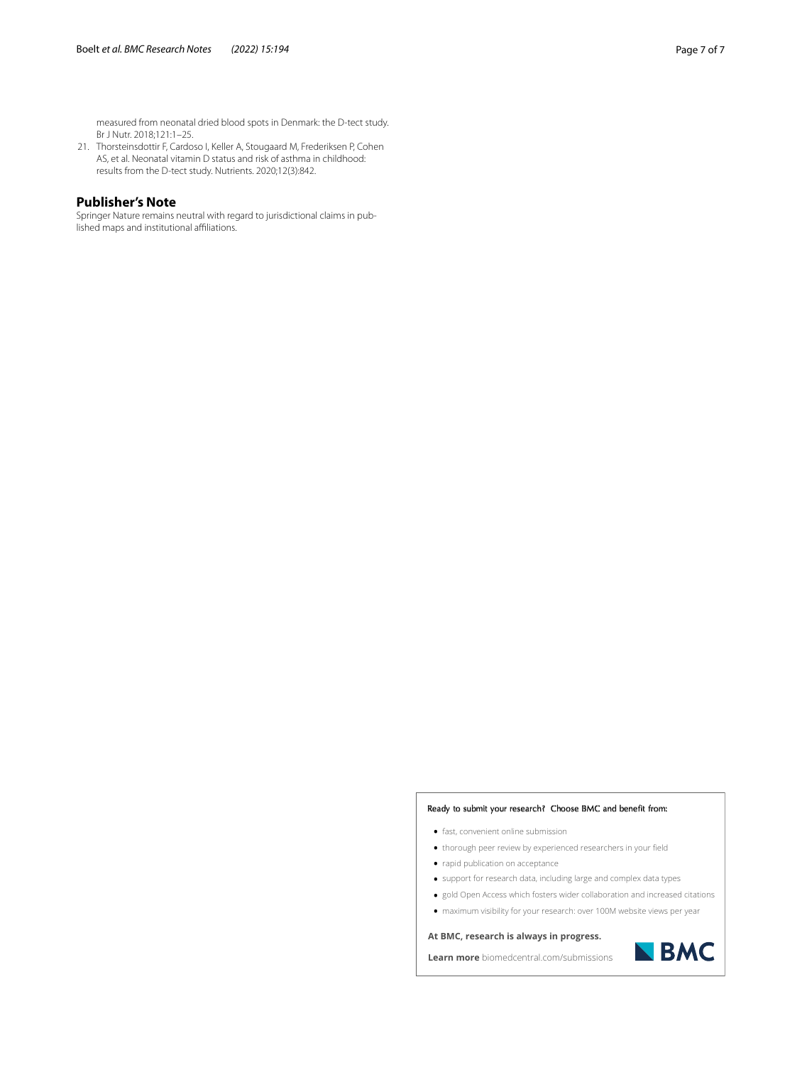measured from neonatal dried blood spots in Denmark: the D-tect study. Br J Nutr. 2018;121:1–25.

21. Thorsteinsdottir F, Cardoso I, Keller A, Stougaard M, Frederiksen P, Cohen AS, et al. Neonatal vitamin D status and risk of asthma in childhood: results from the D-tect study. Nutrients. 2020;12(3):842.

## Publisher's Note

Springer Nature remains neutral with regard to jurisdictional claims in published maps and institutional affiliations.

Ready to submit your research? Choose BMC and benefit from:

- fast, convenient online submission
- thorough peer review by experienced researchers in your field
- rapid publication on acceptance
- support for research data, including large and complex data types
- gold Open Access which fosters wider collaboration and increased citations
- maximum visibility for your research: over 100M website views per year

**At BMC, research is always in progress.**

**Learn more** biomedcentral.com/submissions

BMC